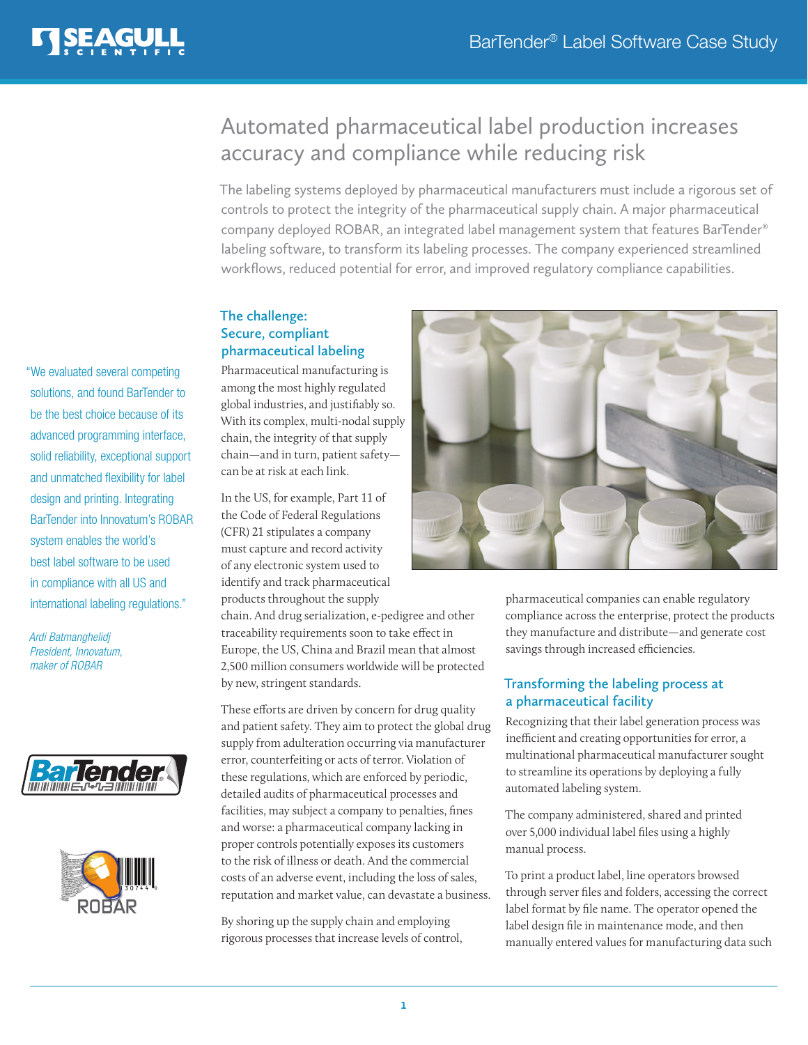# Automated pharmaceutical label production increases accuracy and compliance while reducing risk

The labeling systems deployed by pharmaceutical manufacturers must include a rigorous set of controls to protect the integrity of the pharmaceutical supply chain. A major pharmaceutical company deployed ROBAR, an integrated label management system that features BarTender® labeling software, to transform its labeling processes. The company experienced streamlined workflows, reduced potential for error, and improved regulatory compliance capabilities.

> "We evaluated several competing solutions, and found BarTender to be the best choice because of its advanced programming interface, solid reliability, exceptional support and unmatched flexibility for label design and printing. Integrating BarTender into Innovatum's ROBAR system enables the world's best label software to be used in compliance with all US and international labeling regulations."
>
> *Ardi Batmanghelidj*
> *President, Innovatum,*
> *maker of ROBAR*

## The challenge: Secure, compliant pharmaceutical labeling

Pharmaceutical manufacturing is among the most highly regulated global industries, and justifiably so. With its complex, multi-nodal supply chain, the integrity of that supply chain—and in turn, patient safety—can be at risk at each link.

In the US, for example, Part 11 of the Code of Federal Regulations (CFR) 21 stipulates a company must capture and record activity of any electronic system used to identify and track pharmaceutical products throughout the supply chain. And drug serialization, e-pedigree and other traceability requirements soon to take effect in Europe, the US, China and Brazil mean that almost 2,500 million consumers worldwide will be protected by new, stringent standards.

These efforts are driven by concern for drug quality and patient safety. They aim to protect the global drug supply from adulteration occurring via manufacturer error, counterfeiting or acts of terror. Violation of these regulations, which are enforced by periodic, detailed audits of pharmaceutical processes and facilities, may subject a company to penalties, fines and worse: a pharmaceutical company lacking in proper controls potentially exposes its customers to the risk of illness or death. And the commercial costs of an adverse event, including the loss of sales, reputation and market value, can devastate a business.

By shoring up the supply chain and employing rigorous processes that increase levels of control, pharmaceutical companies can enable regulatory compliance across the enterprise, protect the products they manufacture and distribute—and generate cost savings through increased efficiencies.

## Transforming the labeling process at a pharmaceutical facility

Recognizing that their label generation process was inefficient and creating opportunities for error, a multinational pharmaceutical manufacturer sought to streamline its operations by deploying a fully automated labeling system.

The company administered, shared and printed over 5,000 individual label files using a highly manual process.

To print a product label, line operators browsed through server files and folders, accessing the correct label format by file name. The operator opened the label design file in maintenance mode, and then manually entered values for manufacturing data such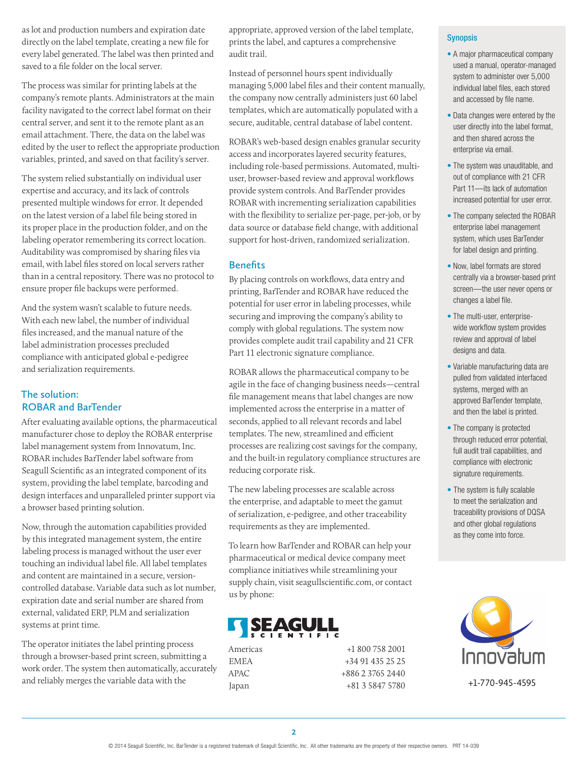as lot and production numbers and expiration date directly on the label template, creating a new file for every label generated. The label was then printed and saved to a file folder on the local server.

The process was similar for printing labels at the company's remote plants. Administrators at the main facility navigated to the correct label format on their central server, and sent it to the remote plant as an email attachment. There, the data on the label was edited by the user to reflect the appropriate production variables, printed, and saved on that facility's server.

The system relied substantially on individual user expertise and accuracy, and its lack of controls presented multiple windows for error. It depended on the latest version of a label file being stored in its proper place in the production folder, and on the labeling operator remembering its correct location. Auditability was compromised by sharing files via email, with label files stored on local servers rather than in a central repository. There was no protocol to ensure proper file backups were performed.

And the system wasn't scalable to future needs. With each new label, the number of individual files increased, and the manual nature of the label administration processes precluded compliance with anticipated global e-pedigree and serialization requirements.

## The solution: ROBAR and BarTender

After evaluating available options, the pharmaceutical manufacturer chose to deploy the ROBAR enterprise label management system from Innovatum, Inc. ROBAR includes BarTender label software from Seagull Scientific as an integrated component of its system, providing the label template, barcoding and design interfaces and unparalleled printer support via a browser based printing solution.

Now, through the automation capabilities provided by this integrated management system, the entire labeling process is managed without the user ever touching an individual label file. All label templates and content are maintained in a secure, version-controlled database. Variable data such as lot number, expiration date and serial number are shared from external, validated ERP, PLM and serialization systems at print time.

The operator initiates the label printing process through a browser-based print screen, submitting a work order. The system then automatically, accurately and reliably merges the variable data with the appropriate, approved version of the label template, prints the label, and captures a comprehensive audit trail.

Instead of personnel hours spent individually managing 5,000 label files and their content manually, the company now centrally administers just 60 label templates, which are automatically populated with a secure, auditable, central database of label content.

ROBAR's web-based design enables granular security access and incorporates layered security features, including role-based permissions. Automated, multi-user, browser-based review and approval workflows provide system controls. And BarTender provides ROBAR with incrementing serialization capabilities with the flexibility to serialize per-page, per-job, or by data source or database field change, with additional support for host-driven, randomized serialization.

## Benefits

By placing controls on workflows, data entry and printing, BarTender and ROBAR have reduced the potential for user error in labeling processes, while securing and improving the company's ability to comply with global regulations. The system now provides complete audit trail capability and 21 CFR Part 11 electronic signature compliance.

ROBAR allows the pharmaceutical company to be agile in the face of changing business needs—central file management means that label changes are now implemented across the enterprise in a matter of seconds, applied to all relevant records and label templates. The new, streamlined and efficient processes are realizing cost savings for the company, and the built-in regulatory compliance structures are reducing corporate risk.

The new labeling processes are scalable across the enterprise, and adaptable to meet the gamut of serialization, e-pedigree, and other traceability requirements as they are implemented.

To learn how BarTender and ROBAR can help your pharmaceutical or medical device company meet compliance initiatives while streamlining your supply chain, visit seagullscientific.com, or contact us by phone:

SEAGULL SCIENTIFIC

| | |
|---|---|
| Americas | +1 800 758 2001 |
| EMEA | +34 91 435 25 25 |
| APAC | +886 2 3765 2440 |
| Japan | +81 3 5847 5780 |

### Synopsis

- A major pharmaceutical company used a manual, operator-managed system to administer over 5,000 individual label files, each stored and accessed by file name.
- Data changes were entered by the user directly into the label format, and then shared across the enterprise via email.
- The system was unauditable, and out of compliance with 21 CFR Part 11—its lack of automation increased potential for user error.
- The company selected the ROBAR enterprise label management system, which uses BarTender for label design and printing.
- Now, label formats are stored centrally via a browser-based print screen—the user never opens or changes a label file.
- The multi-user, enterprise-wide workflow system provides review and approval of label designs and data.
- Variable manufacturing data are pulled from validated interfaced systems, merged with an approved BarTender template, and then the label is printed.
- The company is protected through reduced error potential, full audit trail capabilities, and compliance with electronic signature requirements.
- The system is fully scalable to meet the serialization and traceability provisions of DQSA and other global regulations as they come into force.

Innovatum

+1-770-945-4595

© 2014 Seagull Scientific, Inc. BarTender is a registered trademark of Seagull Scientific, Inc. All other trademarks are the property of their respective owners. PRT 14-039